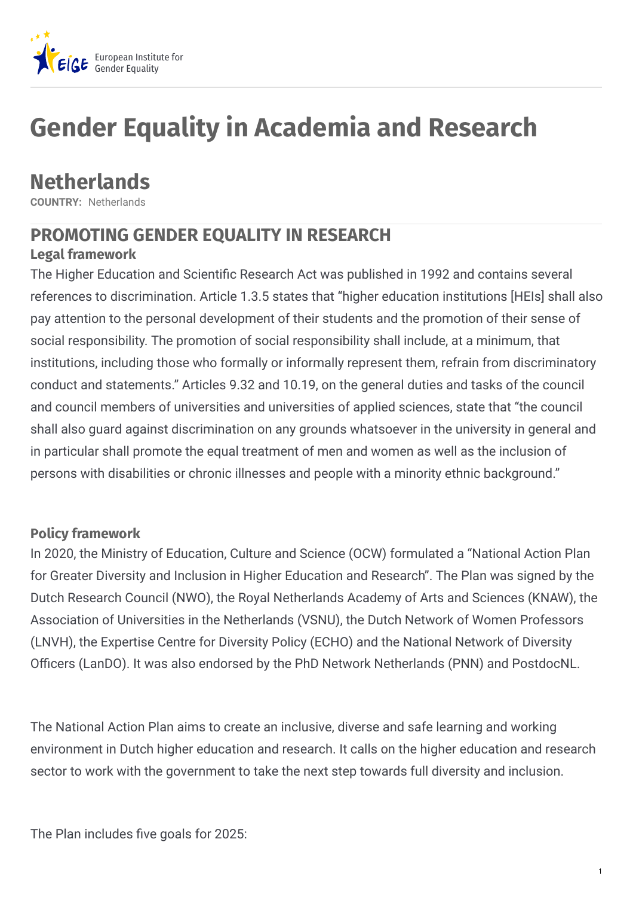# Gender Equality in Academia and Research

## Netherlands

**COUNTRY:** Netherlands

## PROMOTING GENDER EQUALITY IN RESEARCH

### Legal framework

The Higher Education and Scientific Research Act was published in 1992 and contains several references to discrimination. Article 1.3.5 states that "higher education institutions [HEIs] shall also pay attention to the personal development of their students and the promotion of their sense of social responsibility. The promotion of social responsibility shall include, at a minimum, that institutions, including those who formally or informally represent them, refrain from discriminatory conduct and statements." Articles 9.32 and 10.19, on the general duties and tasks of the council and council members of universities and universities of applied sciences, state that "the council shall also guard against discrimination on any grounds whatsoever in the university in general and in particular shall promote the equal treatment of men and women as well as the inclusion of persons with disabilities or chronic illnesses and people with a minority ethnic background."

### Policy framework

In 2020, the Ministry of Education, Culture and Science (OCW) formulated a "National Action Plan for Greater Diversity and Inclusion in Higher Education and Research". The Plan was signed by the Dutch Research Council (NWO), the Royal Netherlands Academy of Arts and Sciences (KNAW), the Association of Universities in the Netherlands (VSNU), the Dutch Network of Women Professors (LNVH), the Expertise Centre for Diversity Policy (ECHO) and the National Network of Diversity Officers (LanDO). It was also endorsed by the PhD Network Netherlands (PNN) and PostdocNL.

The National Action Plan aims to create an inclusive, diverse and safe learning and working environment in Dutch higher education and research. It calls on the higher education and research sector to work with the government to take the next step towards full diversity and inclusion.

The Plan includes five goals for 2025: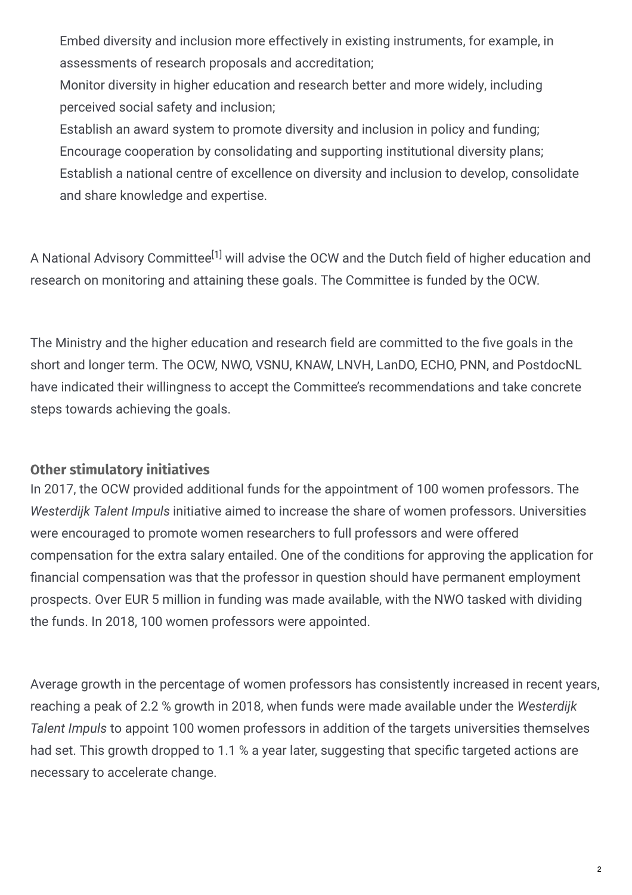- Embed diversity and inclusion more effectively in existing instruments, for example, in assessments of research proposals and accreditation;
- Monitor diversity in higher education and research better and more widely, including perceived social safety and inclusion;
- Establish an award system to promote diversity and inclusion in policy and funding;
- Encourage cooperation by consolidating and supporting institutional diversity plans;
- Establish a national centre of excellence on diversity and inclusion to develop, consolidate and share knowledge and expertise.

A National Advisory Committee[1] will advise the OCW and the Dutch field of higher education and research on monitoring and attaining these goals. The Committee is funded by the OCW.

The Ministry and the higher education and research field are committed to the five goals in the short and longer term. The OCW, NWO, VSNU, KNAW, LNVH, LanDO, ECHO, PNN, and PostdocNL have indicated their willingness to accept the Committee's recommendations and take concrete steps towards achieving the goals.

### Other stimulatory initiatives

In 2017, the OCW provided additional funds for the appointment of 100 women professors. The *Westerdijk Talent Impuls* initiative aimed to increase the share of women professors. Universities were encouraged to promote women researchers to full professors and were offered compensation for the extra salary entailed. One of the conditions for approving the application for financial compensation was that the professor in question should have permanent employment prospects. Over EUR 5 million in funding was made available, with the NWO tasked with dividing the funds. In 2018, 100 women professors were appointed.

Average growth in the percentage of women professors has consistently increased in recent years, reaching a peak of 2.2 % growth in 2018, when funds were made available under the *Westerdijk Talent Impuls* to appoint 100 women professors in addition of the targets universities themselves had set. This growth dropped to 1.1 % a year later, suggesting that specific targeted actions are necessary to accelerate change.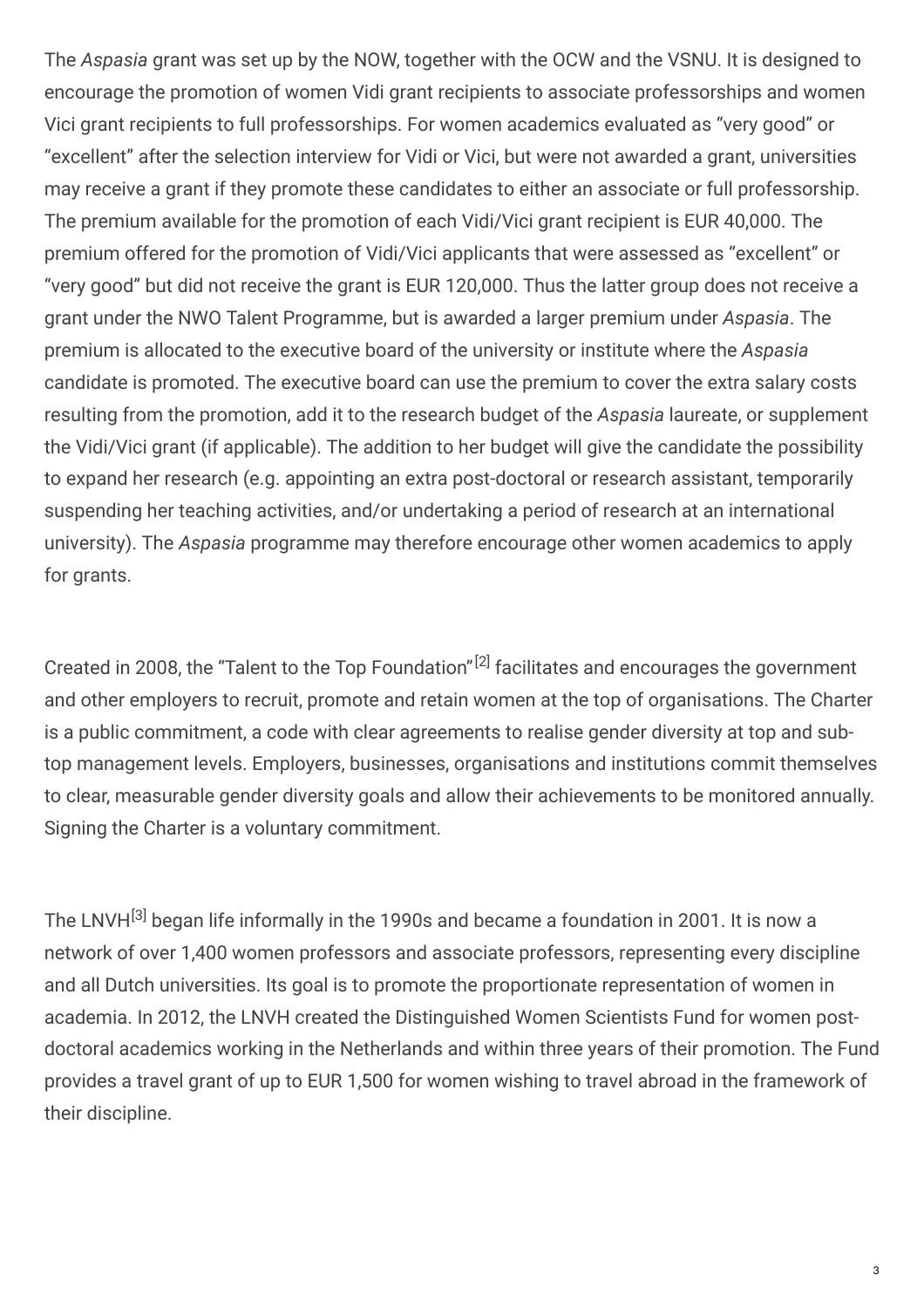The *Aspasia* grant was set up by the NOW, together with the OCW and the VSNU. It is designed to encourage the promotion of women Vidi grant recipients to associate professorships and women Vici grant recipients to full professorships. For women academics evaluated as "very good" or "excellent" after the selection interview for Vidi or Vici, but were not awarded a grant, universities may receive a grant if they promote these candidates to either an associate or full professorship. The premium available for the promotion of each Vidi/Vici grant recipient is EUR 40,000. The premium offered for the promotion of Vidi/Vici applicants that were assessed as "excellent" or "very good" but did not receive the grant is EUR 120,000. Thus the latter group does not receive a grant under the NWO Talent Programme, but is awarded a larger premium under *Aspasia*. The premium is allocated to the executive board of the university or institute where the *Aspasia* candidate is promoted. The executive board can use the premium to cover the extra salary costs resulting from the promotion, add it to the research budget of the *Aspasia* laureate, or supplement the Vidi/Vici grant (if applicable). The addition to her budget will give the candidate the possibility to expand her research (e.g. appointing an extra post-doctoral or research assistant, temporarily suspending her teaching activities, and/or undertaking a period of research at an international university). The *Aspasia* programme may therefore encourage other women academics to apply for grants.

Created in 2008, the "Talent to the Top Foundation"[2] facilitates and encourages the government and other employers to recruit, promote and retain women at the top of organisations. The Charter is a public commitment, a code with clear agreements to realise gender diversity at top and sub-top management levels. Employers, businesses, organisations and institutions commit themselves to clear, measurable gender diversity goals and allow their achievements to be monitored annually. Signing the Charter is a voluntary commitment.

The LNVH[3] began life informally in the 1990s and became a foundation in 2001. It is now a network of over 1,400 women professors and associate professors, representing every discipline and all Dutch universities. Its goal is to promote the proportionate representation of women in academia. In 2012, the LNVH created the Distinguished Women Scientists Fund for women post-doctoral academics working in the Netherlands and within three years of their promotion. The Fund provides a travel grant of up to EUR 1,500 for women wishing to travel abroad in the framework of their discipline.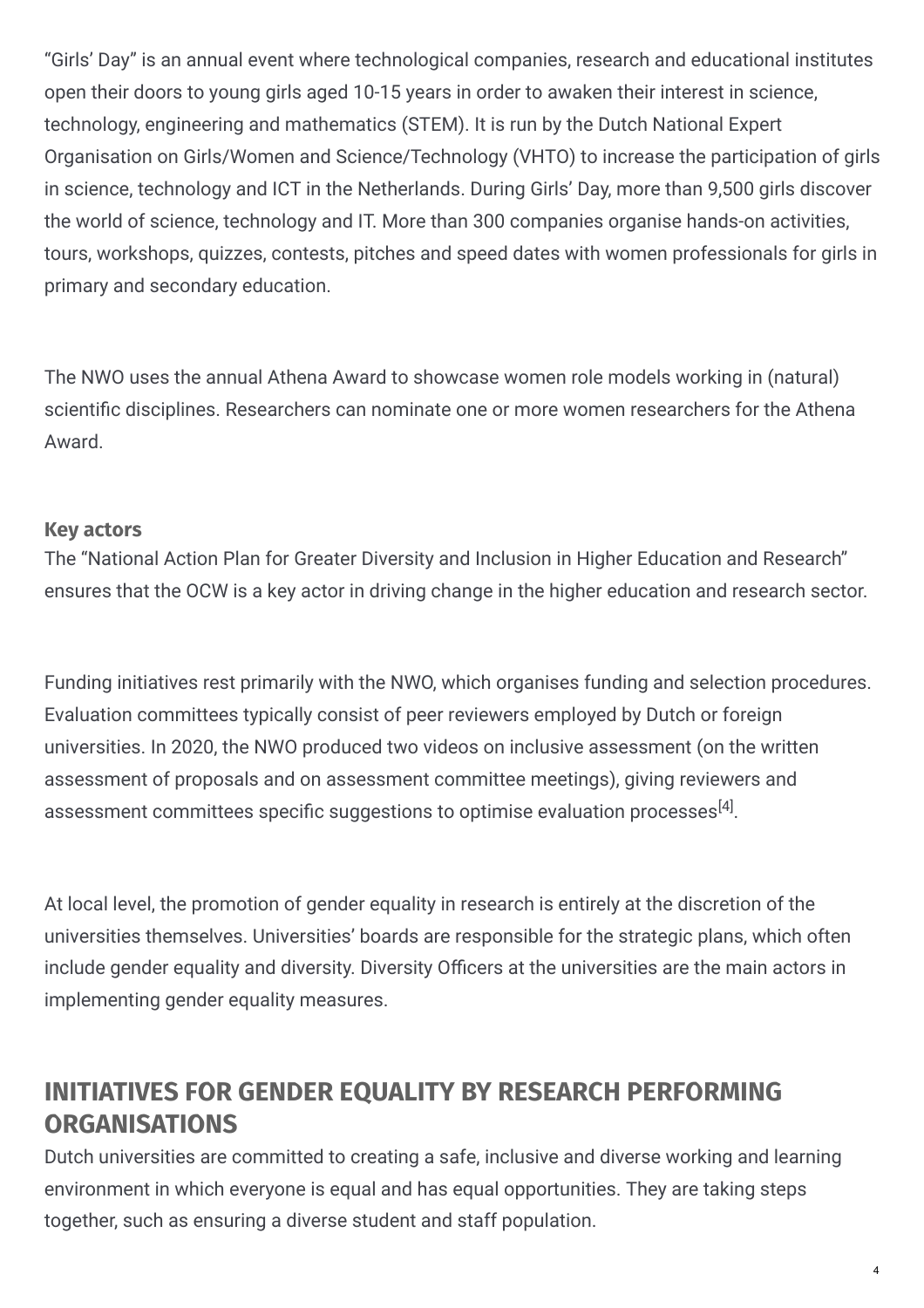"Girls' Day" is an annual event where technological companies, research and educational institutes open their doors to young girls aged 10-15 years in order to awaken their interest in science, technology, engineering and mathematics (STEM). It is run by the Dutch National Expert Organisation on Girls/Women and Science/Technology (VHTO) to increase the participation of girls in science, technology and ICT in the Netherlands. During Girls' Day, more than 9,500 girls discover the world of science, technology and IT. More than 300 companies organise hands-on activities, tours, workshops, quizzes, contests, pitches and speed dates with women professionals for girls in primary and secondary education.

The NWO uses the annual Athena Award to showcase women role models working in (natural) scientific disciplines. Researchers can nominate one or more women researchers for the Athena Award.

**Key actors**

The "National Action Plan for Greater Diversity and Inclusion in Higher Education and Research" ensures that the OCW is a key actor in driving change in the higher education and research sector.

Funding initiatives rest primarily with the NWO, which organises funding and selection procedures. Evaluation committees typically consist of peer reviewers employed by Dutch or foreign universities. In 2020, the NWO produced two videos on inclusive assessment (on the written assessment of proposals and on assessment committee meetings), giving reviewers and assessment committees specific suggestions to optimise evaluation processes[4].

At local level, the promotion of gender equality in research is entirely at the discretion of the universities themselves. Universities' boards are responsible for the strategic plans, which often include gender equality and diversity. Diversity Officers at the universities are the main actors in implementing gender equality measures.

## INITIATIVES FOR GENDER EQUALITY BY RESEARCH PERFORMING ORGANISATIONS

Dutch universities are committed to creating a safe, inclusive and diverse working and learning environment in which everyone is equal and has equal opportunities. They are taking steps together, such as ensuring a diverse student and staff population.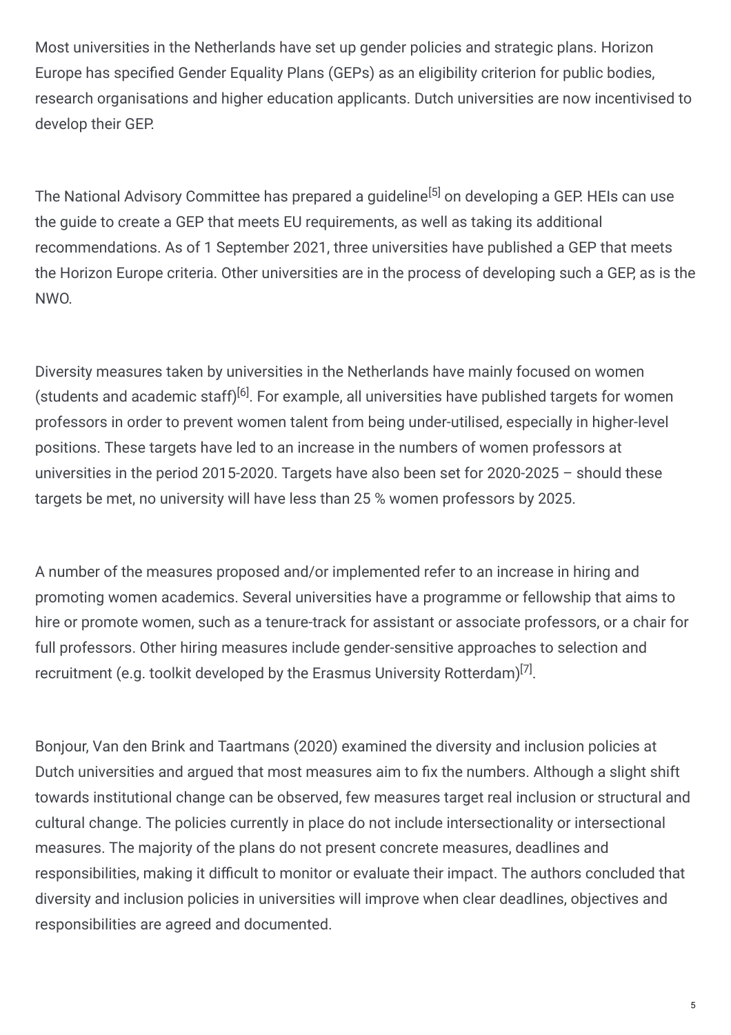Most universities in the Netherlands have set up gender policies and strategic plans. Horizon Europe has specified Gender Equality Plans (GEPs) as an eligibility criterion for public bodies, research organisations and higher education applicants. Dutch universities are now incentivised to develop their GEP.

The National Advisory Committee has prepared a guideline[5] on developing a GEP. HEIs can use the guide to create a GEP that meets EU requirements, as well as taking its additional recommendations. As of 1 September 2021, three universities have published a GEP that meets the Horizon Europe criteria. Other universities are in the process of developing such a GEP, as is the NWO.

Diversity measures taken by universities in the Netherlands have mainly focused on women (students and academic staff)[6]. For example, all universities have published targets for women professors in order to prevent women talent from being under-utilised, especially in higher-level positions. These targets have led to an increase in the numbers of women professors at universities in the period 2015-2020. Targets have also been set for 2020-2025 – should these targets be met, no university will have less than 25 % women professors by 2025.

A number of the measures proposed and/or implemented refer to an increase in hiring and promoting women academics. Several universities have a programme or fellowship that aims to hire or promote women, such as a tenure-track for assistant or associate professors, or a chair for full professors. Other hiring measures include gender-sensitive approaches to selection and recruitment (e.g. toolkit developed by the Erasmus University Rotterdam)[7].

Bonjour, Van den Brink and Taartmans (2020) examined the diversity and inclusion policies at Dutch universities and argued that most measures aim to fix the numbers. Although a slight shift towards institutional change can be observed, few measures target real inclusion or structural and cultural change. The policies currently in place do not include intersectionality or intersectional measures. The majority of the plans do not present concrete measures, deadlines and responsibilities, making it difficult to monitor or evaluate their impact. The authors concluded that diversity and inclusion policies in universities will improve when clear deadlines, objectives and responsibilities are agreed and documented.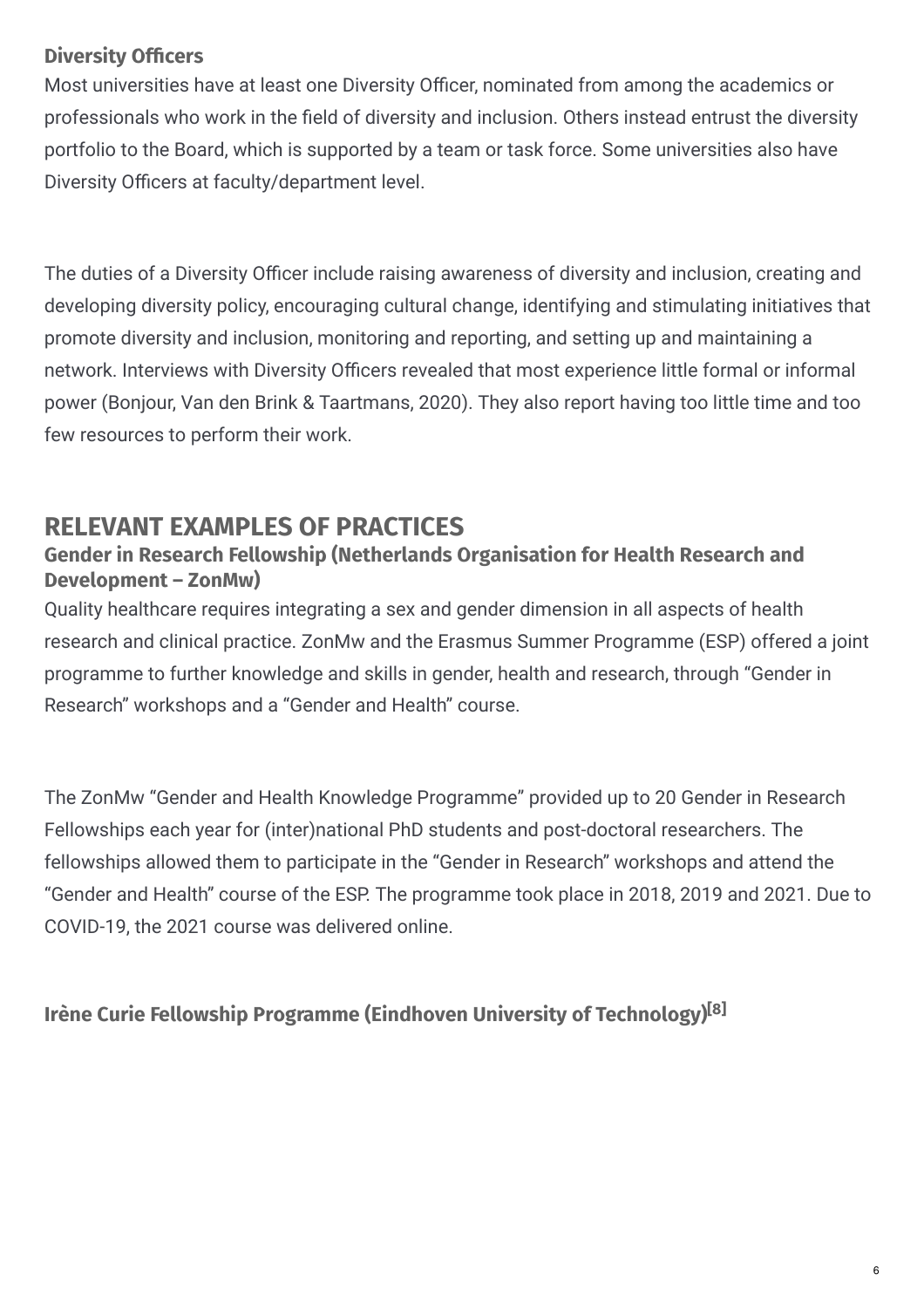### Diversity Officers

Most universities have at least one Diversity Officer, nominated from among the academics or professionals who work in the field of diversity and inclusion. Others instead entrust the diversity portfolio to the Board, which is supported by a team or task force. Some universities also have Diversity Officers at faculty/department level.

The duties of a Diversity Officer include raising awareness of diversity and inclusion, creating and developing diversity policy, encouraging cultural change, identifying and stimulating initiatives that promote diversity and inclusion, monitoring and reporting, and setting up and maintaining a network. Interviews with Diversity Officers revealed that most experience little formal or informal power (Bonjour, Van den Brink & Taartmans, 2020). They also report having too little time and too few resources to perform their work.

## RELEVANT EXAMPLES OF PRACTICES

### Gender in Research Fellowship (Netherlands Organisation for Health Research and Development – ZonMw)

Quality healthcare requires integrating a sex and gender dimension in all aspects of health research and clinical practice. ZonMw and the Erasmus Summer Programme (ESP) offered a joint programme to further knowledge and skills in gender, health and research, through "Gender in Research" workshops and a "Gender and Health" course.

The ZonMw "Gender and Health Knowledge Programme" provided up to 20 Gender in Research Fellowships each year for (inter)national PhD students and post-doctoral researchers. The fellowships allowed them to participate in the "Gender in Research" workshops and attend the "Gender and Health" course of the ESP. The programme took place in 2018, 2019 and 2021. Due to COVID-19, the 2021 course was delivered online.

### Irène Curie Fellowship Programme (Eindhoven University of Technology)[8]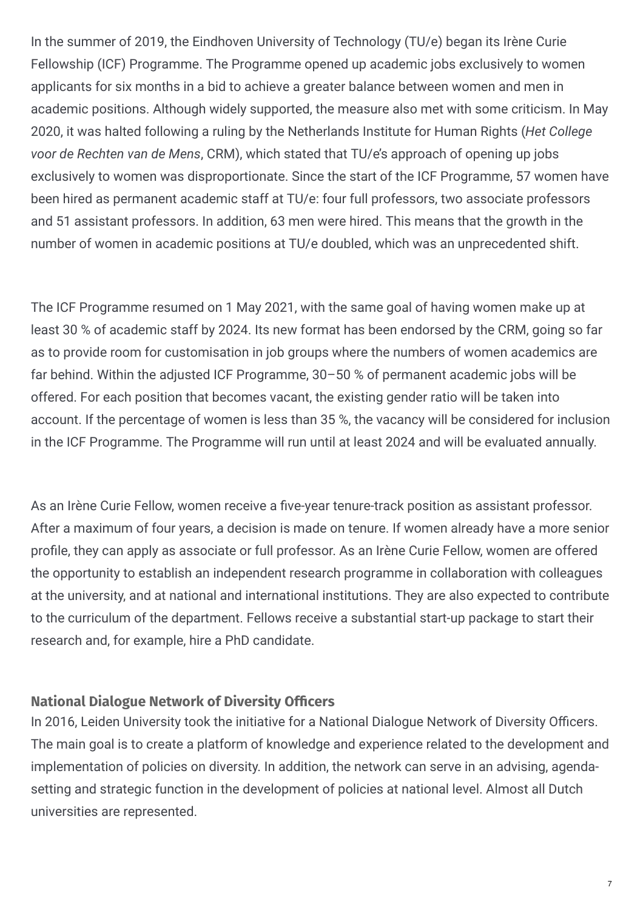In the summer of 2019, the Eindhoven University of Technology (TU/e) began its Irène Curie Fellowship (ICF) Programme. The Programme opened up academic jobs exclusively to women applicants for six months in a bid to achieve a greater balance between women and men in academic positions. Although widely supported, the measure also met with some criticism. In May 2020, it was halted following a ruling by the Netherlands Institute for Human Rights (*Het College voor de Rechten van de Mens*, CRM), which stated that TU/e's approach of opening up jobs exclusively to women was disproportionate. Since the start of the ICF Programme, 57 women have been hired as permanent academic staff at TU/e: four full professors, two associate professors and 51 assistant professors. In addition, 63 men were hired. This means that the growth in the number of women in academic positions at TU/e doubled, which was an unprecedented shift.

The ICF Programme resumed on 1 May 2021, with the same goal of having women make up at least 30 % of academic staff by 2024. Its new format has been endorsed by the CRM, going so far as to provide room for customisation in job groups where the numbers of women academics are far behind. Within the adjusted ICF Programme, 30–50 % of permanent academic jobs will be offered. For each position that becomes vacant, the existing gender ratio will be taken into account. If the percentage of women is less than 35 %, the vacancy will be considered for inclusion in the ICF Programme. The Programme will run until at least 2024 and will be evaluated annually.

As an Irène Curie Fellow, women receive a five-year tenure-track position as assistant professor. After a maximum of four years, a decision is made on tenure. If women already have a more senior profile, they can apply as associate or full professor. As an Irène Curie Fellow, women are offered the opportunity to establish an independent research programme in collaboration with colleagues at the university, and at national and international institutions. They are also expected to contribute to the curriculum of the department. Fellows receive a substantial start-up package to start their research and, for example, hire a PhD candidate.

### National Dialogue Network of Diversity Officers

In 2016, Leiden University took the initiative for a National Dialogue Network of Diversity Officers. The main goal is to create a platform of knowledge and experience related to the development and implementation of policies on diversity. In addition, the network can serve in an advising, agenda-setting and strategic function in the development of policies at national level. Almost all Dutch universities are represented.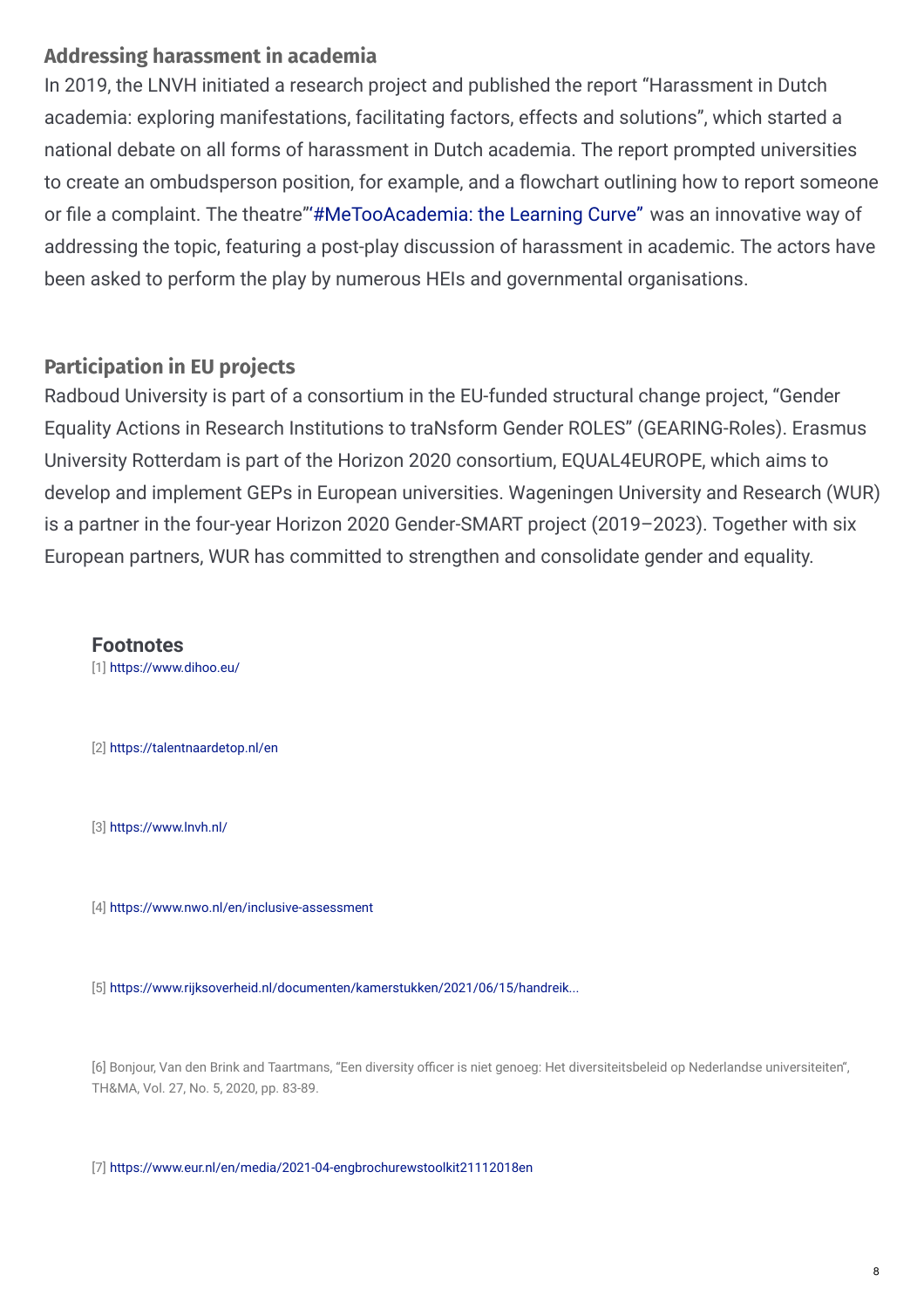### Addressing harassment in academia

In 2019, the LNVH initiated a research project and published the report "Harassment in Dutch academia: exploring manifestations, facilitating factors, effects and solutions", which started a national debate on all forms of harassment in Dutch academia. The report prompted universities to create an ombudsperson position, for example, and a flowchart outlining how to report someone or file a complaint. The theatre"'#MeTooAcademia: the Learning Curve" was an innovative way of addressing the topic, featuring a post-play discussion of harassment in academic. The actors have been asked to perform the play by numerous HEIs and governmental organisations.

### Participation in EU projects

Radboud University is part of a consortium in the EU-funded structural change project, "Gender Equality Actions in Research Institutions to traNsform Gender ROLES" (GEARING-Roles). Erasmus University Rotterdam is part of the Horizon 2020 consortium, EQUAL4EUROPE, which aims to develop and implement GEPs in European universities. Wageningen University and Research (WUR) is a partner in the four-year Horizon 2020 Gender-SMART project (2019–2023). Together with six European partners, WUR has committed to strengthen and consolidate gender and equality.

#### Footnotes

[1] https://www.dihoo.eu/

[2] https://talentnaardetop.nl/en

[3] https://www.lnvh.nl/

[4] https://www.nwo.nl/en/inclusive-assessment

[5] https://www.rijksoverheid.nl/documenten/kamerstukken/2021/06/15/handreik...

[6] Bonjour, Van den Brink and Taartmans, "Een diversity officer is niet genoeg: Het diversiteitsbeleid op Nederlandse universiteiten", TH&MA, Vol. 27, No. 5, 2020, pp. 83-89.

[7] https://www.eur.nl/en/media/2021-04-engbrochurewstoolkit21112018en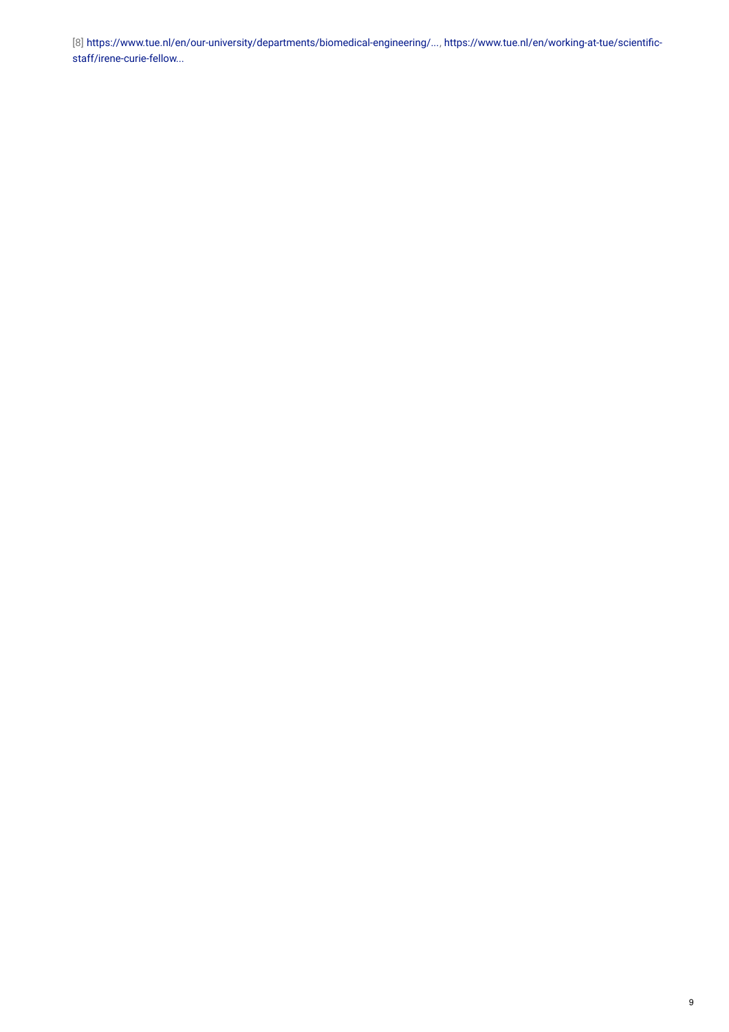[8] https://www.tue.nl/en/our-university/departments/biomedical-engineering/..., https://www.tue.nl/en/working-at-tue/scientific-staff/irene-curie-fellow...